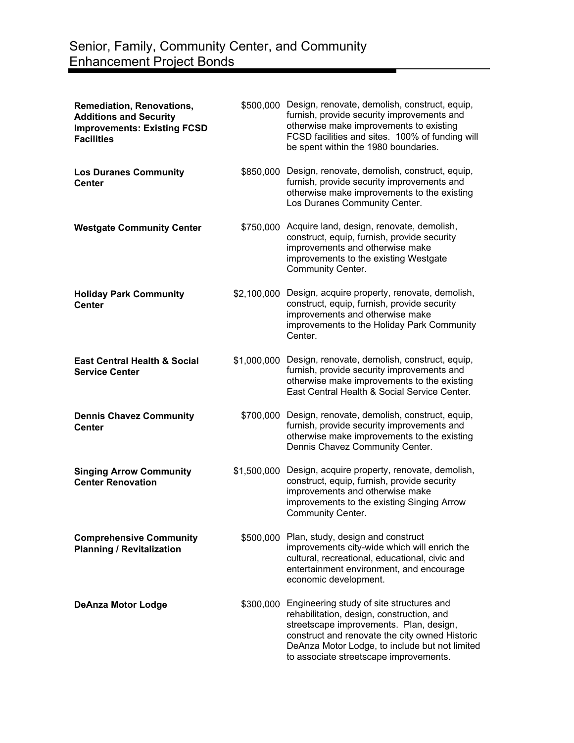# Senior, Family, Community Center, and Community Enhancement Project Bonds

| | | |
|---|---|---|
| **Remediation, Renovations, Additions and Security Improvements: Existing FCSD Facilities** | $500,000 | Design, renovate, demolish, construct, equip, furnish, provide security improvements and otherwise make improvements to existing FCSD facilities and sites. 100% of funding will be spent within the 1980 boundaries. |
| **Los Duranes Community Center** | $850,000 | Design, renovate, demolish, construct, equip, furnish, provide security improvements and otherwise make improvements to the existing Los Duranes Community Center. |
| **Westgate Community Center** | $750,000 | Acquire land, design, renovate, demolish, construct, equip, furnish, provide security improvements and otherwise make improvements to the existing Westgate Community Center. |
| **Holiday Park Community Center** | $2,100,000 | Design, acquire property, renovate, demolish, construct, equip, furnish, provide security improvements and otherwise make improvements to the Holiday Park Community Center. |
| **East Central Health & Social Service Center** | $1,000,000 | Design, renovate, demolish, construct, equip, furnish, provide security improvements and otherwise make improvements to the existing East Central Health & Social Service Center. |
| **Dennis Chavez Community Center** | $700,000 | Design, renovate, demolish, construct, equip, furnish, provide security improvements and otherwise make improvements to the existing Dennis Chavez Community Center. |
| **Singing Arrow Community Center Renovation** | $1,500,000 | Design, acquire property, renovate, demolish, construct, equip, furnish, provide security improvements and otherwise make improvements to the existing Singing Arrow Community Center. |
| **Comprehensive Community Planning / Revitalization** | $500,000 | Plan, study, design and construct improvements city-wide which will enrich the cultural, recreational, educational, civic and entertainment environment, and encourage economic development. |
| **DeAnza Motor Lodge** | $300,000 | Engineering study of site structures and rehabilitation, design, construction, and streetscape improvements. Plan, design, construct and renovate the city owned Historic DeAnza Motor Lodge, to include but not limited to associate streetscape improvements. |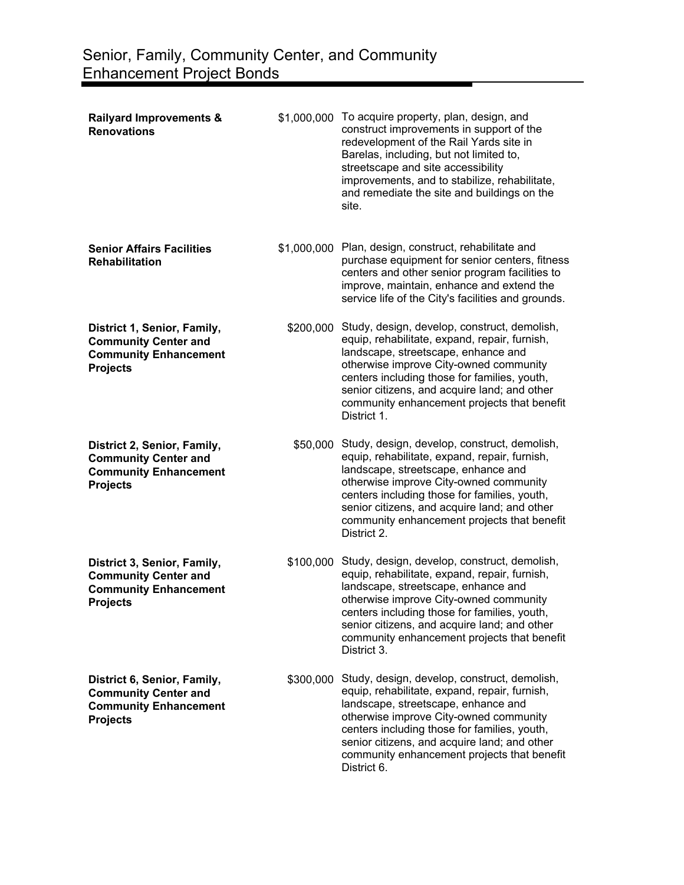# Senior, Family, Community Center, and Community Enhancement Project Bonds

| Project | Amount | Description |
|---|---|---|
| **Railyard Improvements & Renovations** | $1,000,000 | To acquire property, plan, design, and construct improvements in support of the redevelopment of the Rail Yards site in Barelas, including, but not limited to, streetscape and site accessibility improvements, and to stabilize, rehabilitate, and remediate the site and buildings on the site. |
| **Senior Affairs Facilities Rehabilitation** | $1,000,000 | Plan, design, construct, rehabilitate and purchase equipment for senior centers, fitness centers and other senior program facilities to improve, maintain, enhance and extend the service life of the City's facilities and grounds. |
| **District 1, Senior, Family, Community Center and Community Enhancement Projects** | $200,000 | Study, design, develop, construct, demolish, equip, rehabilitate, expand, repair, furnish, landscape, streetscape, enhance and otherwise improve City-owned community centers including those for families, youth, senior citizens, and acquire land; and other community enhancement projects that benefit District 1. |
| **District 2, Senior, Family, Community Center and Community Enhancement Projects** | $50,000 | Study, design, develop, construct, demolish, equip, rehabilitate, expand, repair, furnish, landscape, streetscape, enhance and otherwise improve City-owned community centers including those for families, youth, senior citizens, and acquire land; and other community enhancement projects that benefit District 2. |
| **District 3, Senior, Family, Community Center and Community Enhancement Projects** | $100,000 | Study, design, develop, construct, demolish, equip, rehabilitate, expand, repair, furnish, landscape, streetscape, enhance and otherwise improve City-owned community centers including those for families, youth, senior citizens, and acquire land; and other community enhancement projects that benefit District 3. |
| **District 6, Senior, Family, Community Center and Community Enhancement Projects** | $300,000 | Study, design, develop, construct, demolish, equip, rehabilitate, expand, repair, furnish, landscape, streetscape, enhance and otherwise improve City-owned community centers including those for families, youth, senior citizens, and acquire land; and other community enhancement projects that benefit District 6. |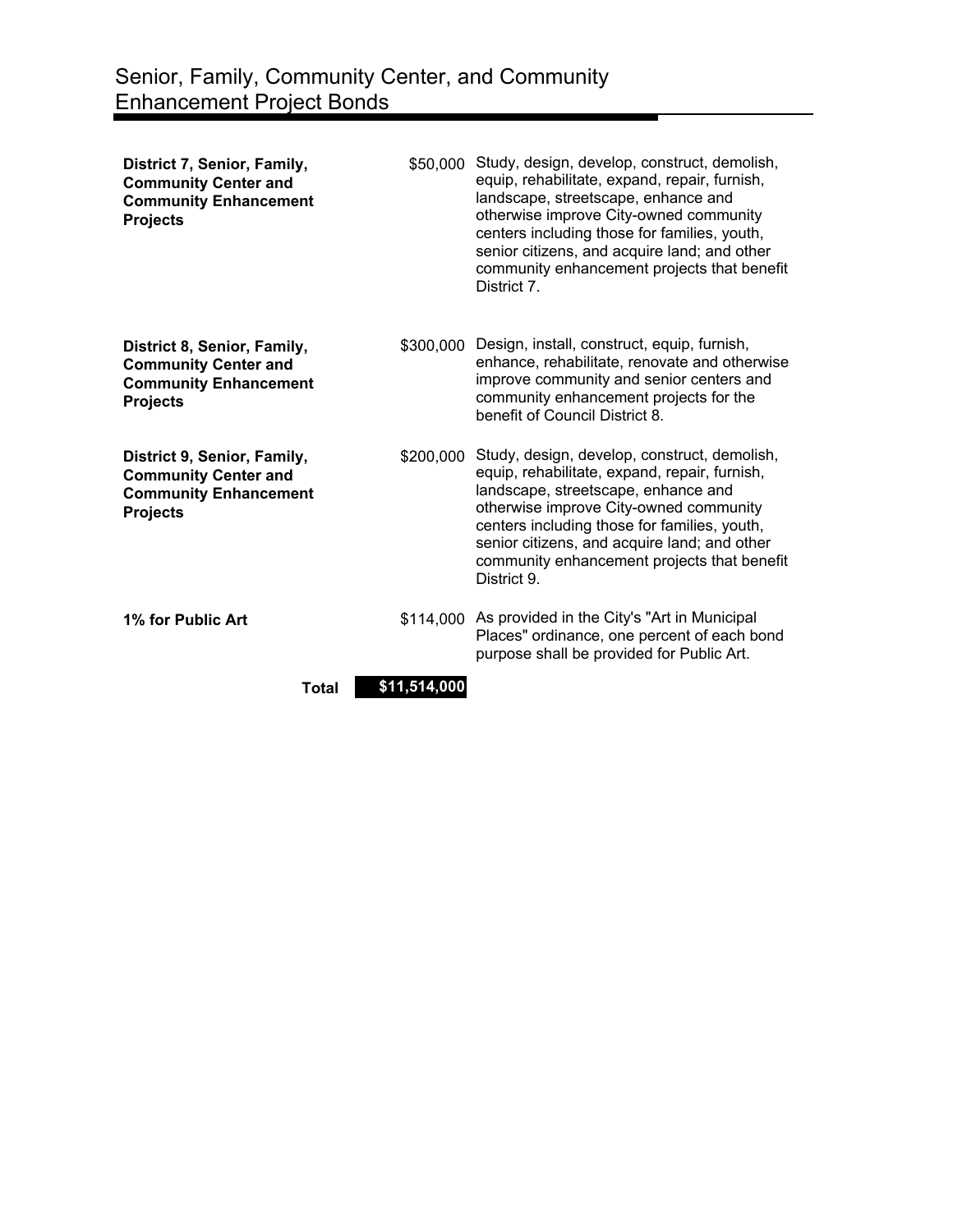# Senior, Family, Community Center, and Community Enhancement Project Bonds

| | | |
|---|---|---|
| **District 7, Senior, Family, Community Center and Community Enhancement Projects** | $50,000 | Study, design, develop, construct, demolish, equip, rehabilitate, expand, repair, furnish, landscape, streetscape, enhance and otherwise improve City-owned community centers including those for families, youth, senior citizens, and acquire land; and other community enhancement projects that benefit District 7. |
| **District 8, Senior, Family, Community Center and Community Enhancement Projects** | $300,000 | Design, install, construct, equip, furnish, enhance, rehabilitate, renovate and otherwise improve community and senior centers and community enhancement projects for the benefit of Council District 8. |
| **District 9, Senior, Family, Community Center and Community Enhancement Projects** | $200,000 | Study, design, develop, construct, demolish, equip, rehabilitate, expand, repair, furnish, landscape, streetscape, enhance and otherwise improve City-owned community centers including those for families, youth, senior citizens, and acquire land; and other community enhancement projects that benefit District 9. |
| **1% for Public Art** | $114,000 | As provided in the City's "Art in Municipal Places" ordinance, one percent of each bond purpose shall be provided for Public Art. |
| **Total** | **$11,514,000** | |